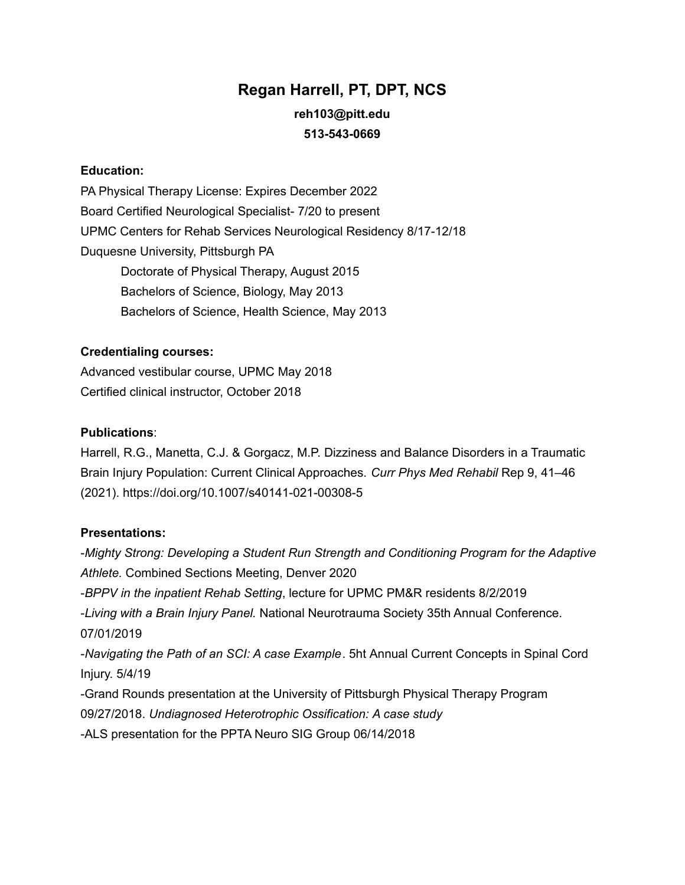# Regan Harrell, PT, DPT, NCS

**reh103@pitt.edu**

**513-543-0669**

**Education:**

PA Physical Therapy License: Expires December 2022
Board Certified Neurological Specialist- 7/20 to present
UPMC Centers for Rehab Services Neurological Residency 8/17-12/18
Duquesne University, Pittsburgh PA
  Doctorate of Physical Therapy, August 2015
  Bachelors of Science, Biology, May 2013
  Bachelors of Science, Health Science, May 2013

**Credentialing courses:**

Advanced vestibular course, UPMC May 2018
Certified clinical instructor, October 2018

**Publications**:

Harrell, R.G., Manetta, C.J. & Gorgacz, M.P. Dizziness and Balance Disorders in a Traumatic Brain Injury Population: Current Clinical Approaches. *Curr Phys Med Rehabil* Rep 9, 41–46 (2021). https://doi.org/10.1007/s40141-021-00308-5

**Presentations:**

-*Mighty Strong: Developing a Student Run Strength and Conditioning Program for the Adaptive Athlete.* Combined Sections Meeting, Denver 2020
-*BPPV in the inpatient Rehab Setting*, lecture for UPMC PM&R residents 8/2/2019
-*Living with a Brain Injury Panel.* National Neurotrauma Society 35th Annual Conference. 07/01/2019
-*Navigating the Path of an SCI: A case Example*. 5ht Annual Current Concepts in Spinal Cord Injury. 5/4/19
-Grand Rounds presentation at the University of Pittsburgh Physical Therapy Program 09/27/2018. *Undiagnosed Heterotrophic Ossification: A case study*
-ALS presentation for the PPTA Neuro SIG Group 06/14/2018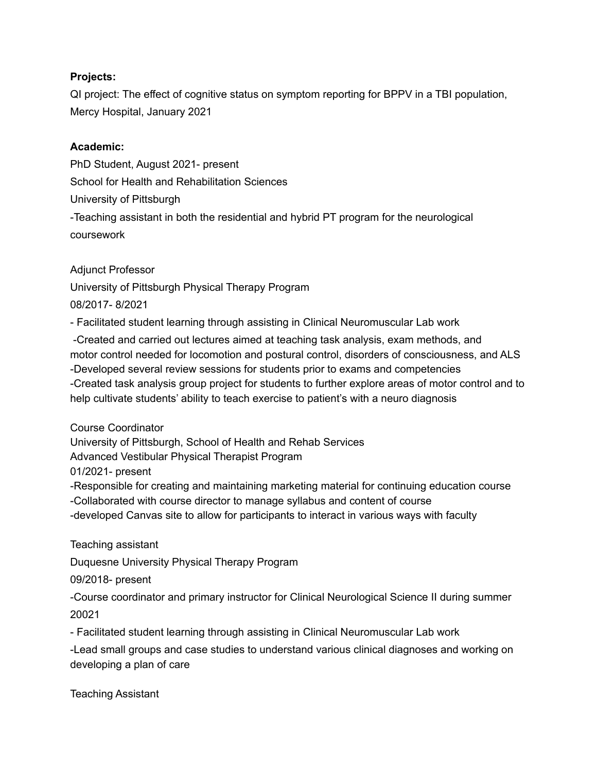**Projects:**

QI project: The effect of cognitive status on symptom reporting for BPPV in a TBI population, Mercy Hospital, January 2021

**Academic:**

PhD Student, August 2021- present
School for Health and Rehabilitation Sciences
University of Pittsburgh
-Teaching assistant in both the residential and hybrid PT program for the neurological coursework

Adjunct Professor
University of Pittsburgh Physical Therapy Program
08/2017- 8/2021
- Facilitated student learning through assisting in Clinical Neuromuscular Lab work
-Created and carried out lectures aimed at teaching task analysis, exam methods, and motor control needed for locomotion and postural control, disorders of consciousness, and ALS
-Developed several review sessions for students prior to exams and competencies
-Created task analysis group project for students to further explore areas of motor control and to help cultivate students' ability to teach exercise to patient's with a neuro diagnosis

Course Coordinator
University of Pittsburgh, School of Health and Rehab Services
Advanced Vestibular Physical Therapist Program
01/2021- present
-Responsible for creating and maintaining marketing material for continuing education course
-Collaborated with course director to manage syllabus and content of course
-developed Canvas site to allow for participants to interact in various ways with faculty

Teaching assistant
Duquesne University Physical Therapy Program
09/2018- present
-Course coordinator and primary instructor for Clinical Neurological Science II during summer 20021
- Facilitated student learning through assisting in Clinical Neuromuscular Lab work
-Lead small groups and case studies to understand various clinical diagnoses and working on developing a plan of care

Teaching Assistant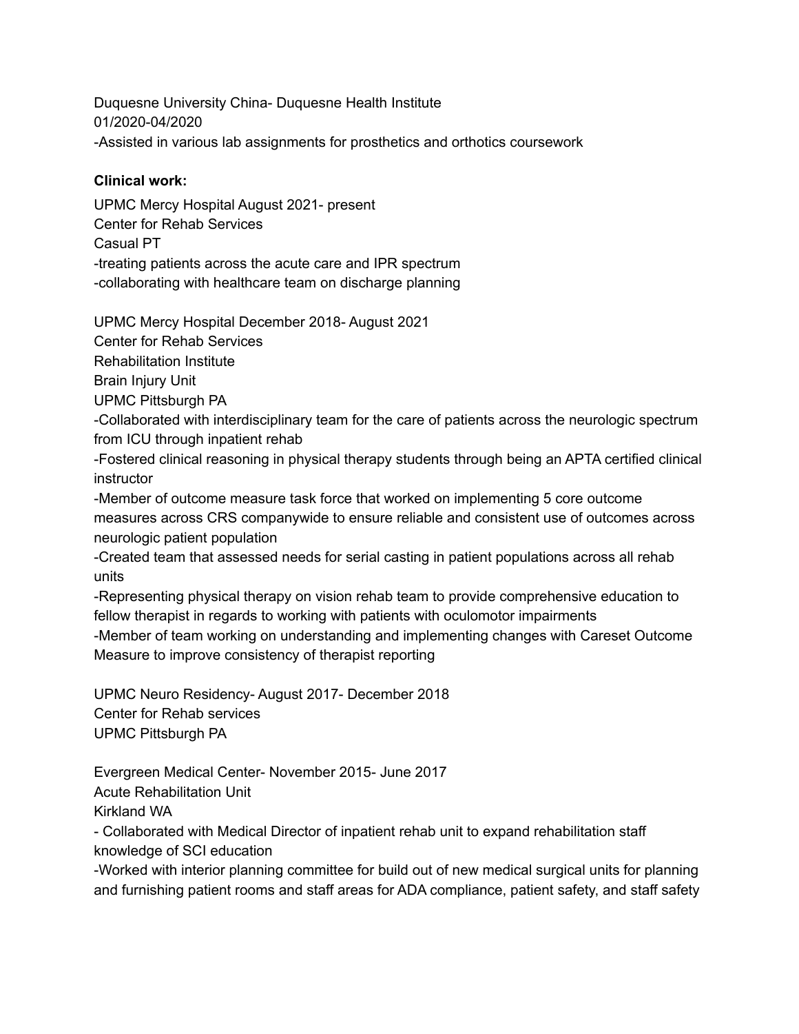Duquesne University China- Duquesne Health Institute
01/2020-04/2020
-Assisted in various lab assignments for prosthetics and orthotics coursework

**Clinical work:**

UPMC Mercy Hospital August 2021- present
Center for Rehab Services
Casual PT
-treating patients across the acute care and IPR spectrum
-collaborating with healthcare team on discharge planning

UPMC Mercy Hospital December 2018- August 2021
Center for Rehab Services
Rehabilitation Institute
Brain Injury Unit
UPMC Pittsburgh PA
-Collaborated with interdisciplinary team for the care of patients across the neurologic spectrum from ICU through inpatient rehab
-Fostered clinical reasoning in physical therapy students through being an APTA certified clinical instructor
-Member of outcome measure task force that worked on implementing 5 core outcome measures across CRS companywide to ensure reliable and consistent use of outcomes across neurologic patient population
-Created team that assessed needs for serial casting in patient populations across all rehab units
-Representing physical therapy on vision rehab team to provide comprehensive education to fellow therapist in regards to working with patients with oculomotor impairments
-Member of team working on understanding and implementing changes with Careset Outcome Measure to improve consistency of therapist reporting

UPMC Neuro Residency- August 2017- December 2018
Center for Rehab services
UPMC Pittsburgh PA

Evergreen Medical Center- November 2015- June 2017
Acute Rehabilitation Unit
Kirkland WA
- Collaborated with Medical Director of inpatient rehab unit to expand rehabilitation staff knowledge of SCI education
-Worked with interior planning committee for build out of new medical surgical units for planning and furnishing patient rooms and staff areas for ADA compliance, patient safety, and staff safety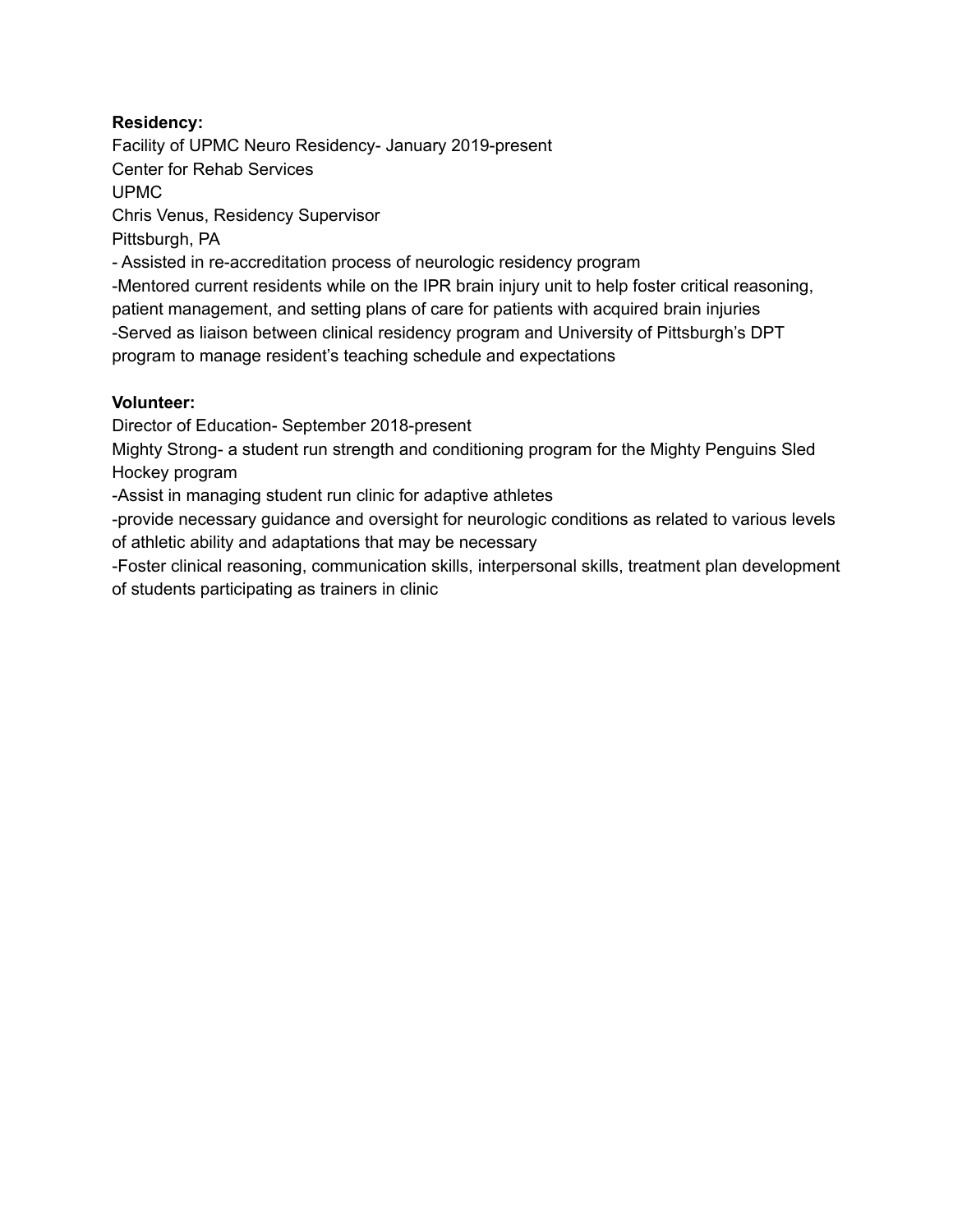**Residency:**

Facility of UPMC Neuro Residency- January 2019-present
Center for Rehab Services
UPMC
Chris Venus, Residency Supervisor
Pittsburgh, PA

- Assisted in re-accreditation process of neurologic residency program
- Mentored current residents while on the IPR brain injury unit to help foster critical reasoning, patient management, and setting plans of care for patients with acquired brain injuries
- Served as liaison between clinical residency program and University of Pittsburgh's DPT program to manage resident's teaching schedule and expectations

**Volunteer:**

Director of Education- September 2018-present
Mighty Strong- a student run strength and conditioning program for the Mighty Penguins Sled Hockey program

- Assist in managing student run clinic for adaptive athletes
- provide necessary guidance and oversight for neurologic conditions as related to various levels of athletic ability and adaptations that may be necessary
- Foster clinical reasoning, communication skills, interpersonal skills, treatment plan development of students participating as trainers in clinic